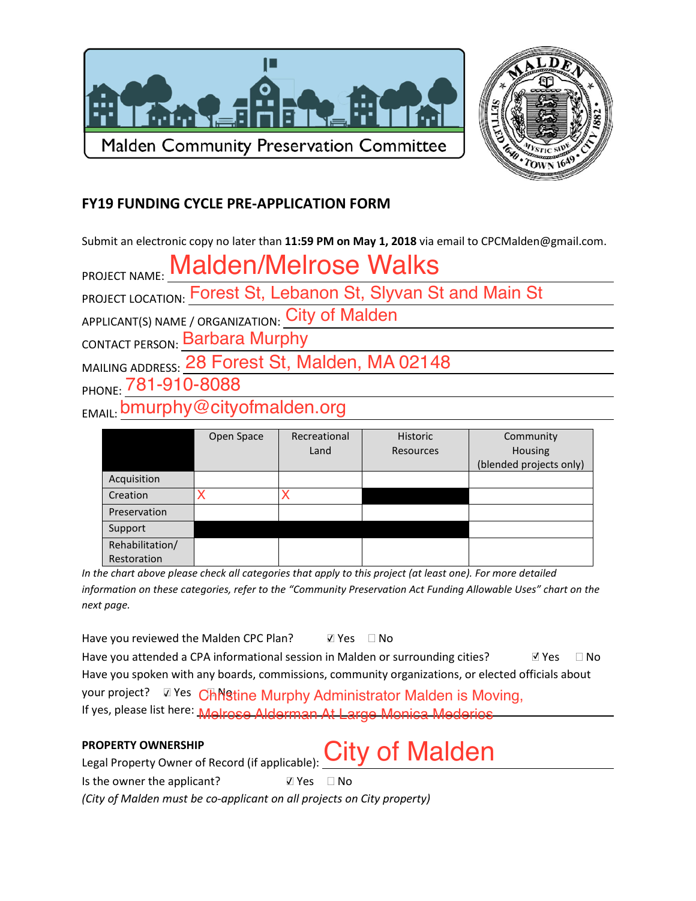Malden Community Preservation Committee

# FY19 FUNDING CYCLE PRE-APPLICATION FORM

Submit an electronic copy no later than **11:59 PM on May 1, 2018** via email to CPCMalden@gmail.com.

PROJECT NAME: Malden/Melrose Walks

PROJECT LOCATION: Forest St, Lebanon St, Slyvan St and Main St

APPLICANT(S) NAME / ORGANIZATION: City of Malden

CONTACT PERSON: Barbara Murphy

MAILING ADDRESS: 28 Forest St, Malden, MA 02148

PHONE: 781-910-8088

EMAIL: bmurphy@cityofmalden.org

| | Open Space | Recreational Land | Historic Resources | Community Housing (blended projects only) |
|---|---|---|---|---|
| Acquisition | | | | |
| Creation | X | X | | |
| Preservation | | | | |
| Support | | | | |
| Rehabilitation/ Restoration | | | | |

*In the chart above please check all categories that apply to this project (at least one). For more detailed information on these categories, refer to the "Community Preservation Act Funding Allowable Uses" chart on the next page.*

Have you reviewed the Malden CPC Plan? ☑ Yes ☐ No

Have you attended a CPA informational session in Malden or surrounding cities? ☑ Yes ☐ No

Have you spoken with any boards, commissions, community organizations, or elected officials about your project? ☑ Yes ☐ No

If yes, please list here: Christine Murphy Administrator Malden is Moving, Melrose Alderman At Large Monica Mederios

**PROPERTY OWNERSHIP**

Legal Property Owner of Record (if applicable): City of Malden

Is the owner the applicant? ☑ Yes ☐ No

*(City of Malden must be co-applicant on all projects on City property)*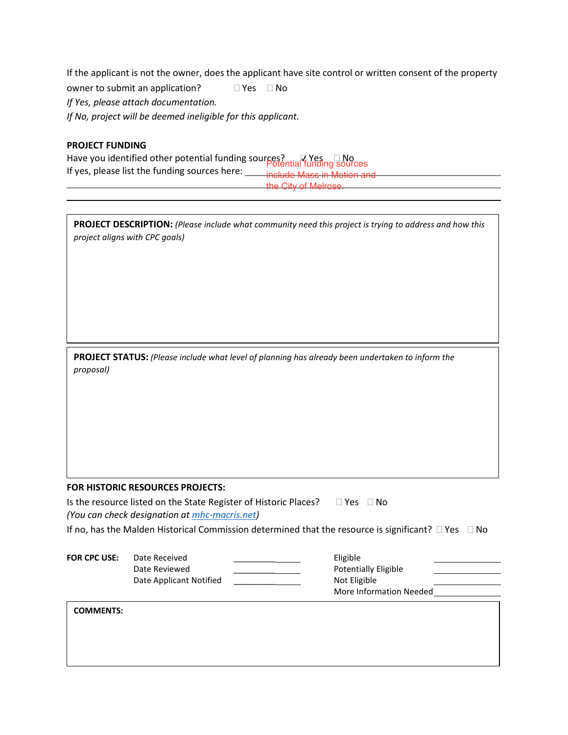If the applicant is not the owner, does the applicant have site control or written consent of the property owner to submit an application? ☐ Yes ☐ No

*If Yes, please attach documentation.*

*If No, project will be deemed ineligible for this applicant.*

**PROJECT FUNDING**

Have you identified other potential funding sources? ☑ Yes ☐ No

If yes, please list the funding sources here: Potential funding sources include Mass in Motion and the City of Melrose.

**PROJECT DESCRIPTION:** *(Please include what community need this project is trying to address and how this project aligns with CPC goals)*

**PROJECT STATUS:** *(Please include what level of planning has already been undertaken to inform the proposal)*

**FOR HISTORIC RESOURCES PROJECTS:**

Is the resource listed on the State Register of Historic Places? ☐ Yes ☐ No

*(You can check designation at mhc-macris.net)*

If no, has the Malden Historical Commission determined that the resource is significant? ☐ Yes ☐ No

| | | | | |
|---|---|---|---|---|
| **FOR CPC USE:** | Date Received | ________ | Eligible | ________ |
| | Date Reviewed | ________ | Potentially Eligible | ________ |
| | Date Applicant Notified | ________ | Not Eligible | ________ |
| | | | More Information Needed | ________ |

**COMMENTS:**